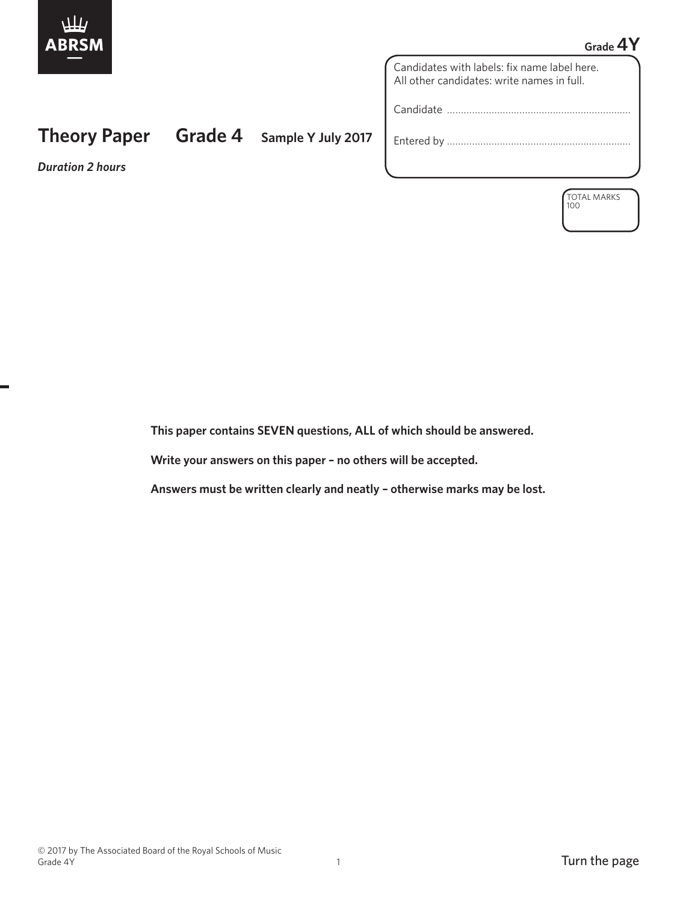ABRSM

Grade 4Y

# Theory Paper Grade 4 Sample Y July 2017

*Duration 2 hours*

Candidates with labels: fix name label here.
All other candidates: write names in full.

Candidate ..................................................................

Entered by ..................................................................

TOTAL MARKS
100

**This paper contains SEVEN questions, ALL of which should be answered.**

**Write your answers on this paper – no others will be accepted.**

**Answers must be written clearly and neatly – otherwise marks may be lost.**

© 2017 by The Associated Board of the Royal Schools of Music

Turn the page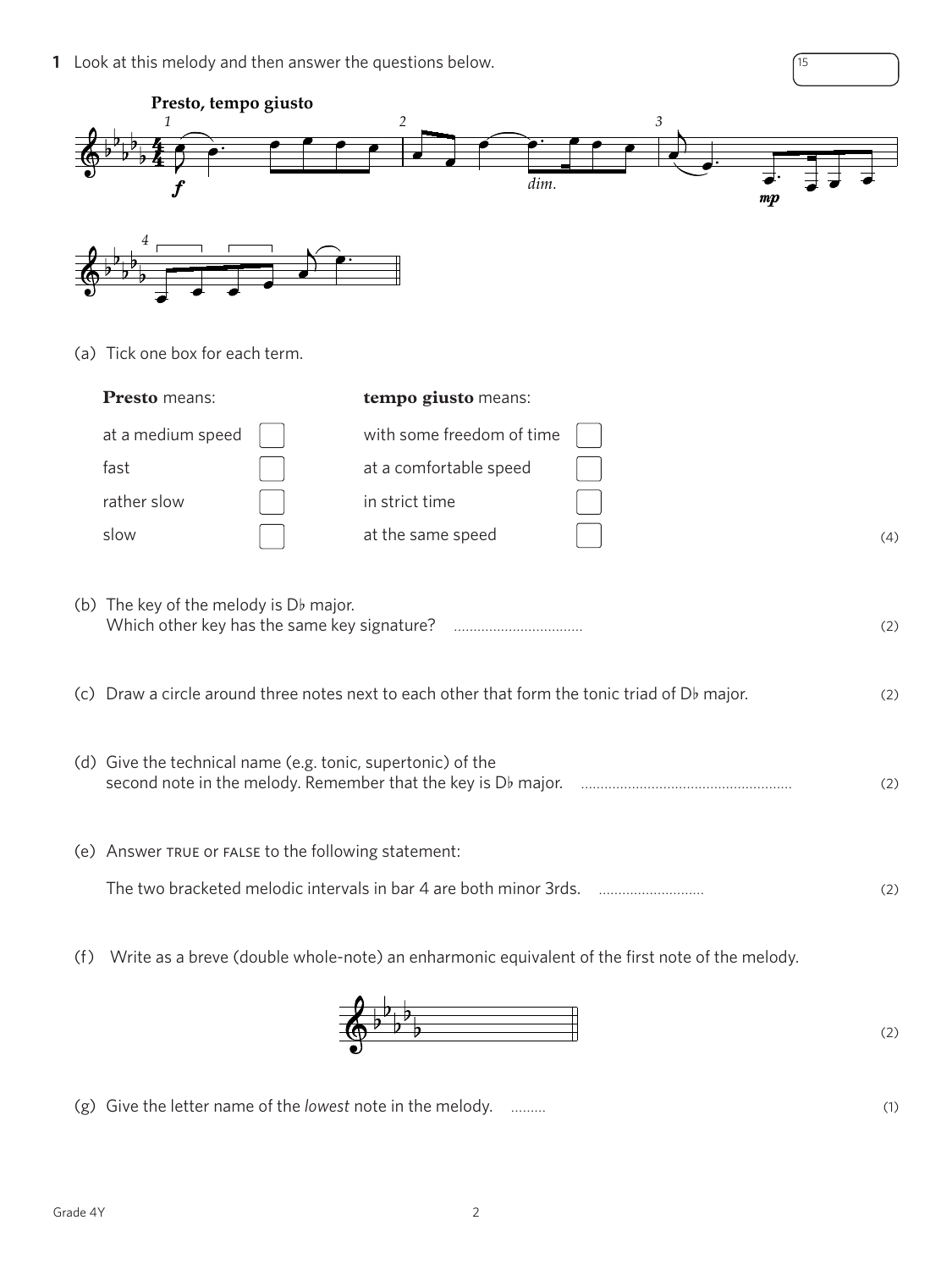**1** Look at this melody and then answer the questions below.

15

**Presto, tempo giusto**

(a) Tick one box for each term.

| **Presto** means: | | **tempo giusto** means: | |
|---|---|---|---|
| at a medium speed | ☐ | with some freedom of time | ☐ |
| fast | ☐ | at a comfortable speed | ☐ |
| rather slow | ☐ | in strict time | ☐ |
| slow | ☐ | at the same speed | ☐ |

(4)

(b) The key of the melody is D♭ major.
Which other key has the same key signature? ................................ (2)

(c) Draw a circle around three notes next to each other that form the tonic triad of D♭ major. (2)

(d) Give the technical name (e.g. tonic, supertonic) of the second note in the melody. Remember that the key is D♭ major. ..................................................... (2)

(e) Answer TRUE or FALSE to the following statement:

The two bracketed melodic intervals in bar 4 are both minor 3rds. .......................... (2)

(f) Write as a breve (double whole-note) an enharmonic equivalent of the first note of the melody. (2)

(g) Give the letter name of the *lowest* note in the melody. ......... (1)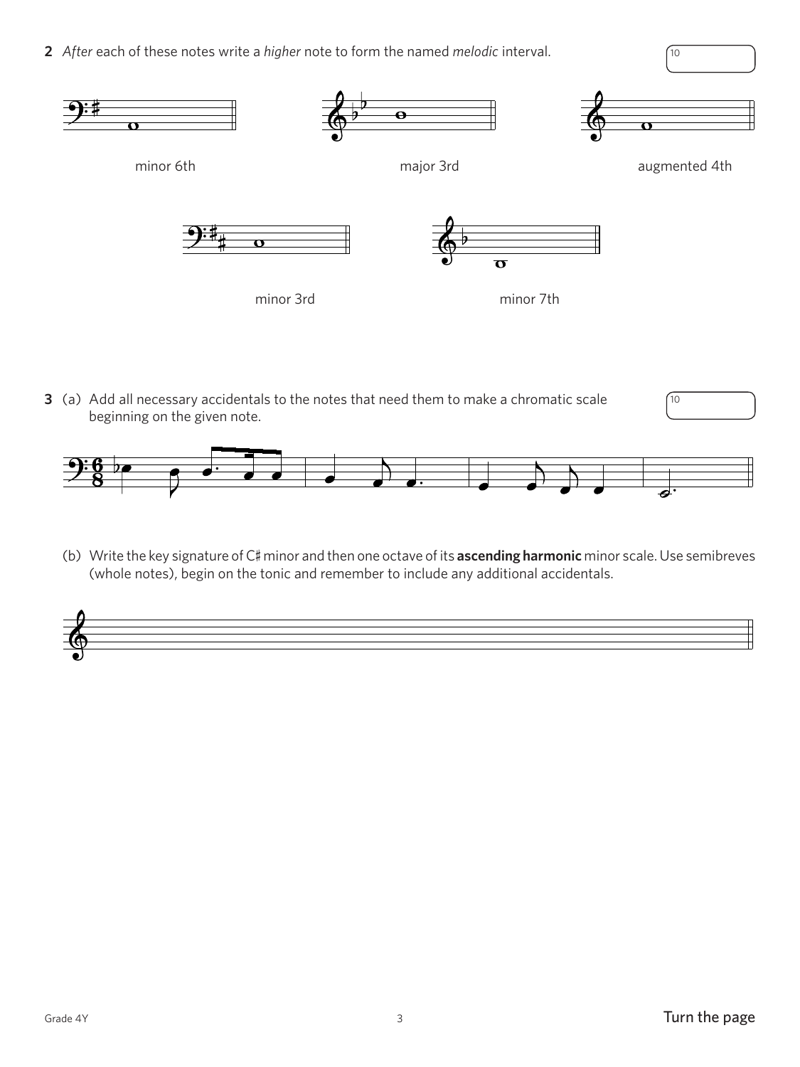**2** *After* each of these notes write a *higher* note to form the named *melodic* interval.

10

minor 6th

major 3rd

augmented 4th

minor 3rd

minor 7th

**3** (a) Add all necessary accidentals to the notes that need them to make a chromatic scale beginning on the given note.

10

(b) Write the key signature of C♯ minor and then one octave of its **ascending harmonic** minor scale. Use semibreves (whole notes), begin on the tonic and remember to include any additional accidentals.

Turn the page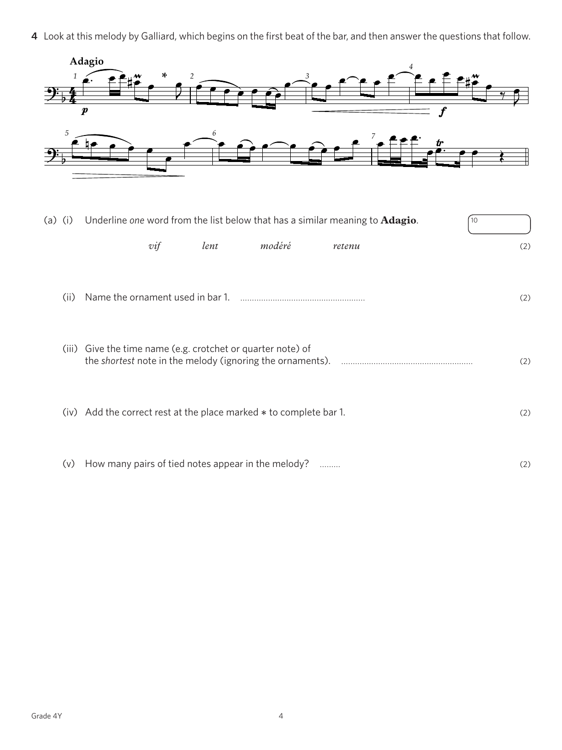**4** Look at this melody by Galliard, which begins on the first beat of the bar, and then answer the questions that follow.

**Adagio**

(a) (i) Underline *one* word from the list below that has a similar meaning to **Adagio**. (2)

*vif* *lent* *modéré* *retenu*

(ii) Name the ornament used in bar 1. ...................................................... (2)

(iii) Give the time name (e.g. crotchet or quarter note) of the *shortest* note in the melody (ignoring the ornaments). ........................................................ (2)

(iv) Add the correct rest at the place marked * to complete bar 1. (2)

(v) How many pairs of tied notes appear in the melody? ......... (2)

10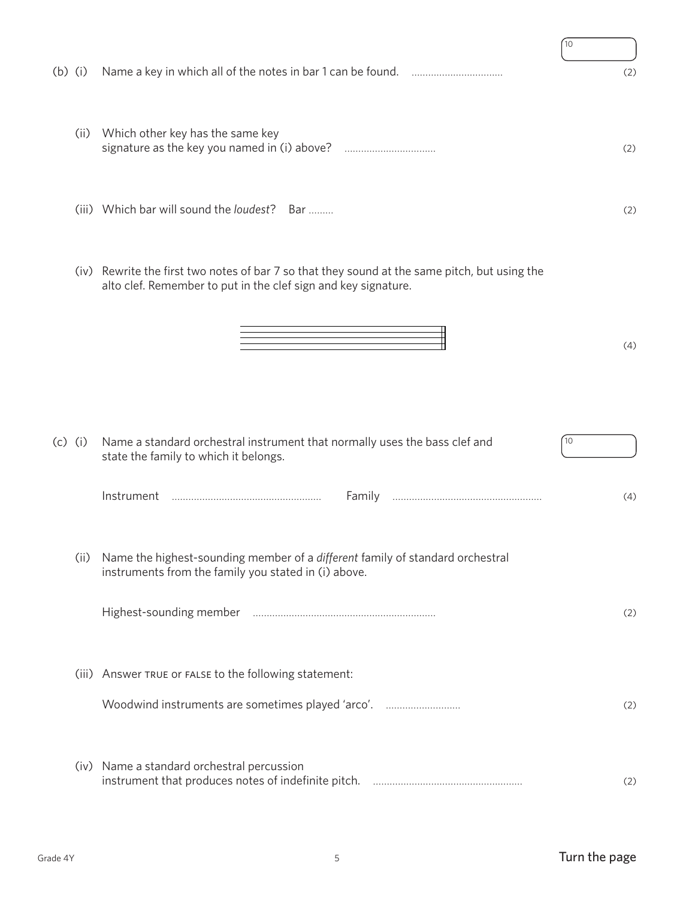(b) (i) Name a key in which all of the notes in bar 1 can be found. ................................ (2)

(ii) Which other key has the same key signature as the key you named in (i) above? ................................ (2)

(iii) Which bar will sound the *loudest*? Bar ......... (2)

(iv) Rewrite the first two notes of bar 7 so that they sound at the same pitch, but using the alto clef. Remember to put in the clef sign and key signature. (4)

(c) (i) Name a standard orchestral instrument that normally uses the bass clef and state the family to which it belongs.

Instrument ..................................................... Family ..................................................... (4)

(ii) Name the highest-sounding member of a *different* family of standard orchestral instruments from the family you stated in (i) above.

Highest-sounding member ................................................................. (2)

(iii) Answer TRUE or FALSE to the following statement:

Woodwind instruments are sometimes played 'arco'. .......................... (2)

(iv) Name a standard orchestral percussion instrument that produces notes of indefinite pitch. ..................................................... (2)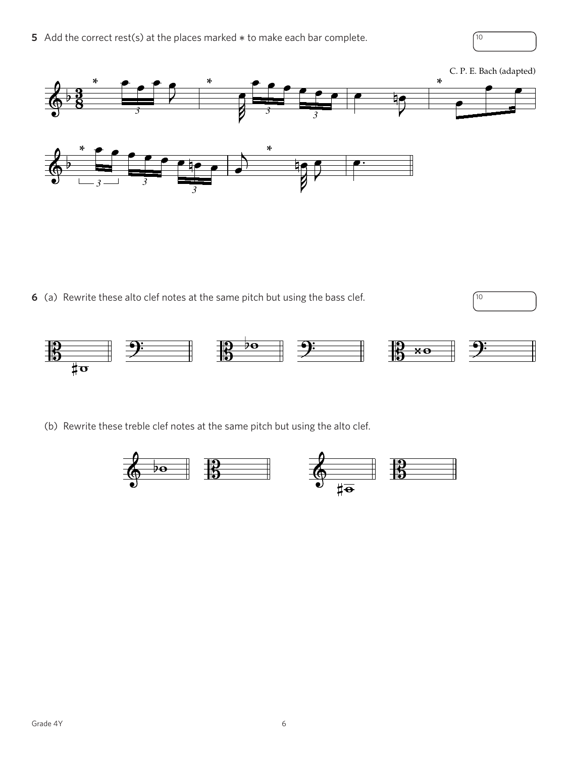**5** Add the correct rest(s) at the places marked ∗ to make each bar complete.

10

C. P. E. Bach (adapted)

**6** (a) Rewrite these alto clef notes at the same pitch but using the bass clef.

10

(b) Rewrite these treble clef notes at the same pitch but using the alto clef.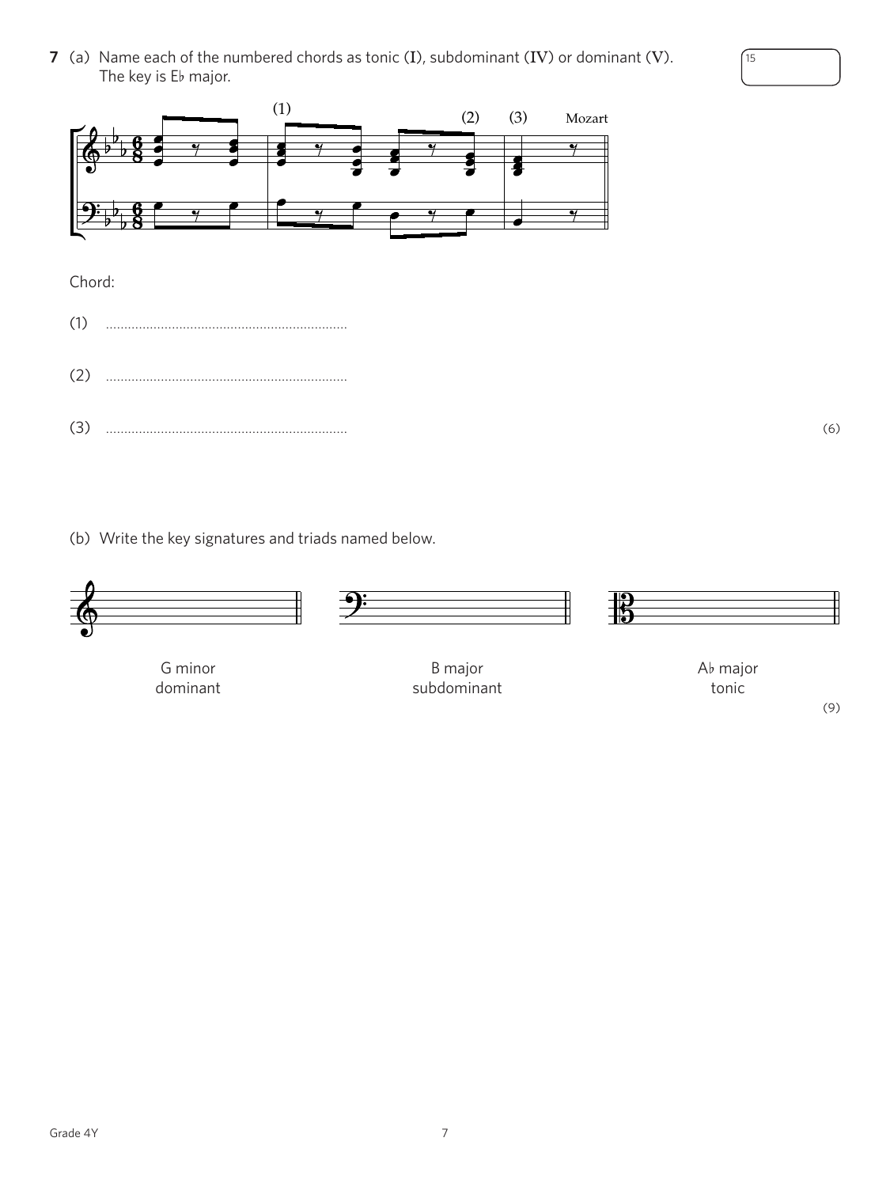**7** (a) Name each of the numbered chords as tonic (I), subdominant (IV) or dominant (V). The key is E♭ major.

15

(1) (2) (3) Mozart

Chord:

(1) ..................................................................

(2) ..................................................................

(3) .................................................................. (6)

(b) Write the key signatures and triads named below.

G minor
dominant

B major
subdominant

A♭ major
tonic

(9)